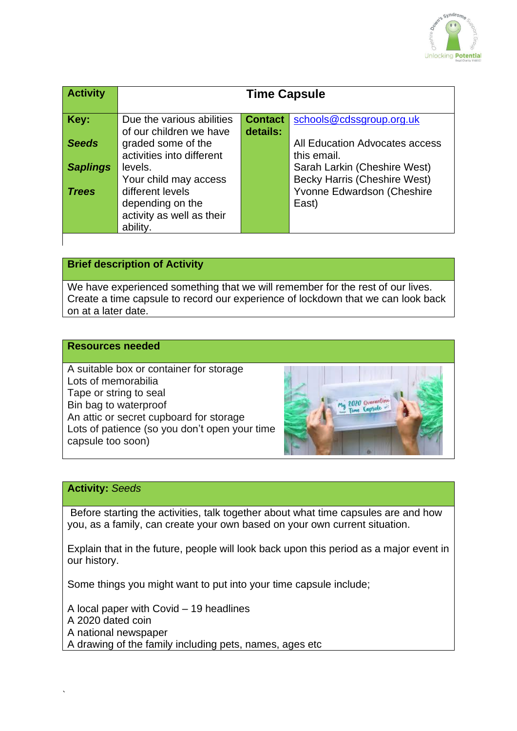| **Activity** | **Time Capsule** | | |
|---|---|---|---|
| **Key:**<br><br>***Seeds***<br><br>***Saplings***<br><br>***Trees*** | Due the various abilities of our children we have graded some of the activities into different levels.<br>Your child may access different levels depending on the activity as well as their ability. | **Contact details:** | schools@cdssgroup.org.uk<br><br>All Education Advocates access this email.<br>Sarah Larkin (Cheshire West)<br>Becky Harris (Cheshire West)<br>Yvonne Edwardson (Cheshire East) |

| **Brief description of Activity** |
|---|
| We have experienced something that we will remember for the rest of our lives. Create a time capsule to record our experience of lockdown that we can look back on at a later date. |

| **Resources needed** |
|---|
| A suitable box or container for storage<br>Lots of memorabilia<br>Tape or string to seal<br>Bin bag to waterproof<br>An attic or secret cupboard for storage<br>Lots of patience (so you don't open your time capsule too soon) |

| **Activity:** *Seeds* |
|---|
| Before starting the activities, talk together about what time capsules are and how you, as a family, can create your own based on your own current situation.<br><br>Explain that in the future, people will look back upon this period as a major event in our history.<br><br>Some things you might want to put into your time capsule include;<br><br>A local paper with Covid – 19 headlines<br>A 2020 dated coin<br>A national newspaper<br>A drawing of the family including pets, names, ages etc |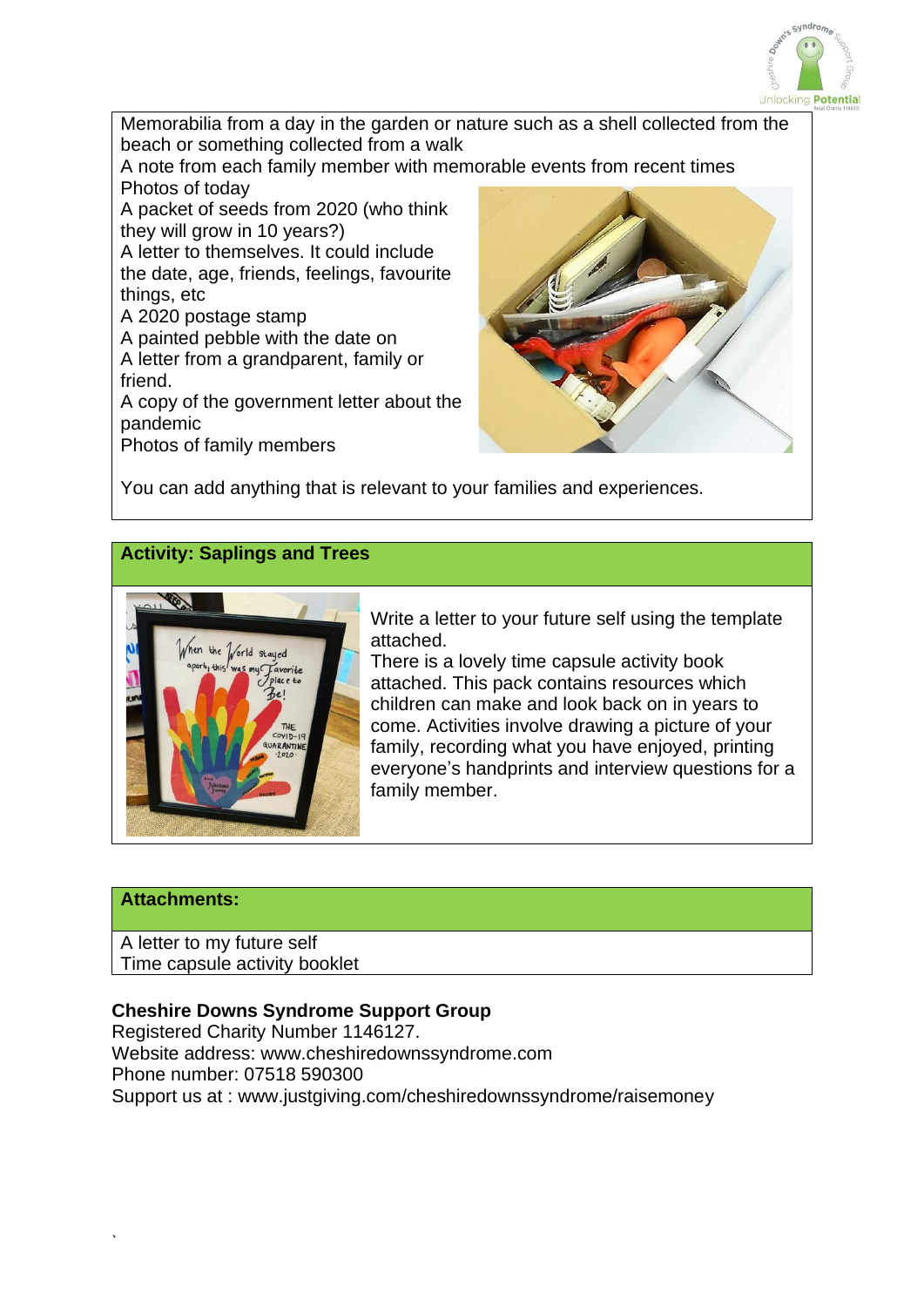Memorabilia from a day in the garden or nature such as a shell collected from the beach or something collected from a walk
A note from each family member with memorable events from recent times
Photos of today
A packet of seeds from 2020 (who think they will grow in 10 years?)
A letter to themselves. It could include the date, age, friends, feelings, favourite things, etc
A 2020 postage stamp
A painted pebble with the date on
A letter from a grandparent, family or friend.
A copy of the government letter about the pandemic
Photos of family members

You can add anything that is relevant to your families and experiences.

## Activity: Saplings and Trees

Write a letter to your future self using the template attached.
There is a lovely time capsule activity book attached. This pack contains resources which children can make and look back on in years to come. Activities involve drawing a picture of your family, recording what you have enjoyed, printing everyone's handprints and interview questions for a family member.

## Attachments:

A letter to my future self
Time capsule activity booklet

**Cheshire Downs Syndrome Support Group**
Registered Charity Number 1146127.
Website address: www.cheshiredownssyndrome.com
Phone number: 07518 590300
Support us at : www.justgiving.com/cheshiredownssyndrome/raisemoney